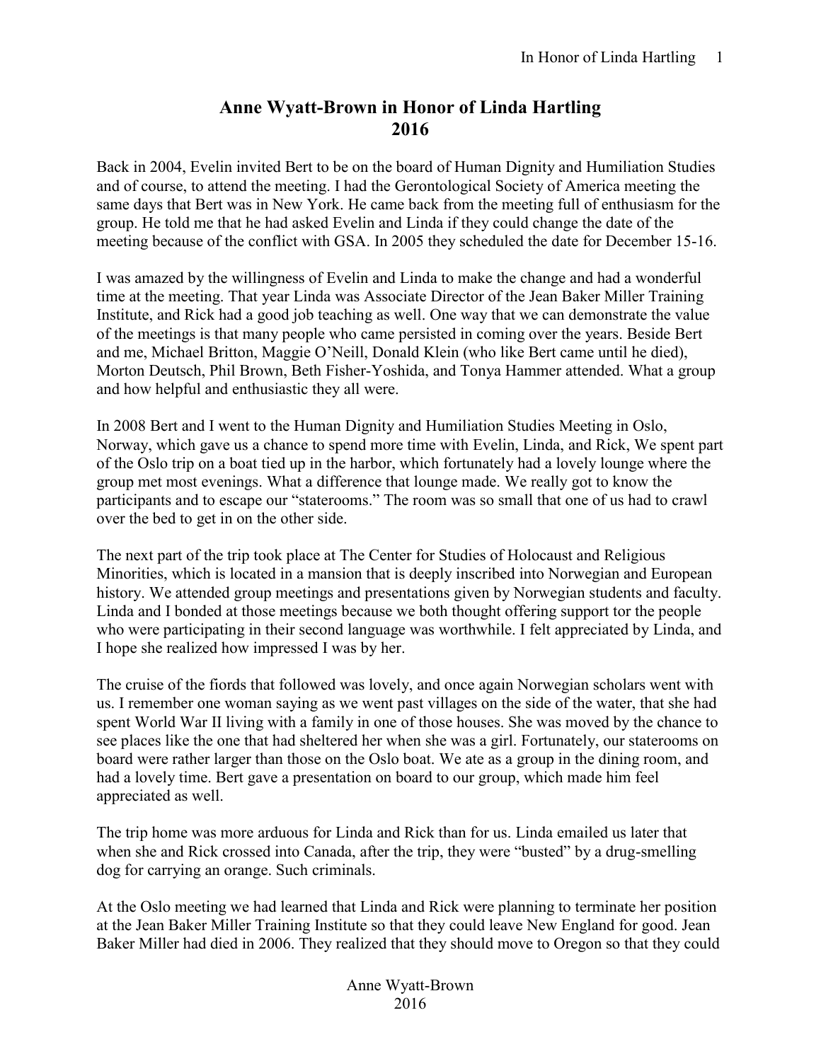# Anne Wyatt-Brown in Honor of Linda Hartling 2016

Back in 2004, Evelin invited Bert to be on the board of Human Dignity and Humiliation Studies and of course, to attend the meeting. I had the Gerontological Society of America meeting the same days that Bert was in New York. He came back from the meeting full of enthusiasm for the group. He told me that he had asked Evelin and Linda if they could change the date of the meeting because of the conflict with GSA. In 2005 they scheduled the date for December 15-16.

I was amazed by the willingness of Evelin and Linda to make the change and had a wonderful time at the meeting. That year Linda was Associate Director of the Jean Baker Miller Training Institute, and Rick had a good job teaching as well. One way that we can demonstrate the value of the meetings is that many people who came persisted in coming over the years. Beside Bert and me, Michael Britton, Maggie O'Neill, Donald Klein (who like Bert came until he died), Morton Deutsch, Phil Brown, Beth Fisher-Yoshida, and Tonya Hammer attended. What a group and how helpful and enthusiastic they all were.

In 2008 Bert and I went to the Human Dignity and Humiliation Studies Meeting in Oslo, Norway, which gave us a chance to spend more time with Evelin, Linda, and Rick, We spent part of the Oslo trip on a boat tied up in the harbor, which fortunately had a lovely lounge where the group met most evenings. What a difference that lounge made. We really got to know the participants and to escape our "staterooms." The room was so small that one of us had to crawl over the bed to get in on the other side.

The next part of the trip took place at The Center for Studies of Holocaust and Religious Minorities, which is located in a mansion that is deeply inscribed into Norwegian and European history. We attended group meetings and presentations given by Norwegian students and faculty. Linda and I bonded at those meetings because we both thought offering support tor the people who were participating in their second language was worthwhile. I felt appreciated by Linda, and I hope she realized how impressed I was by her.

The cruise of the fiords that followed was lovely, and once again Norwegian scholars went with us. I remember one woman saying as we went past villages on the side of the water, that she had spent World War II living with a family in one of those houses. She was moved by the chance to see places like the one that had sheltered her when she was a girl. Fortunately, our staterooms on board were rather larger than those on the Oslo boat. We ate as a group in the dining room, and had a lovely time. Bert gave a presentation on board to our group, which made him feel appreciated as well.

The trip home was more arduous for Linda and Rick than for us. Linda emailed us later that when she and Rick crossed into Canada, after the trip, they were "busted" by a drug-smelling dog for carrying an orange. Such criminals.

At the Oslo meeting we had learned that Linda and Rick were planning to terminate her position at the Jean Baker Miller Training Institute so that they could leave New England for good. Jean Baker Miller had died in 2006. They realized that they should move to Oregon so that they could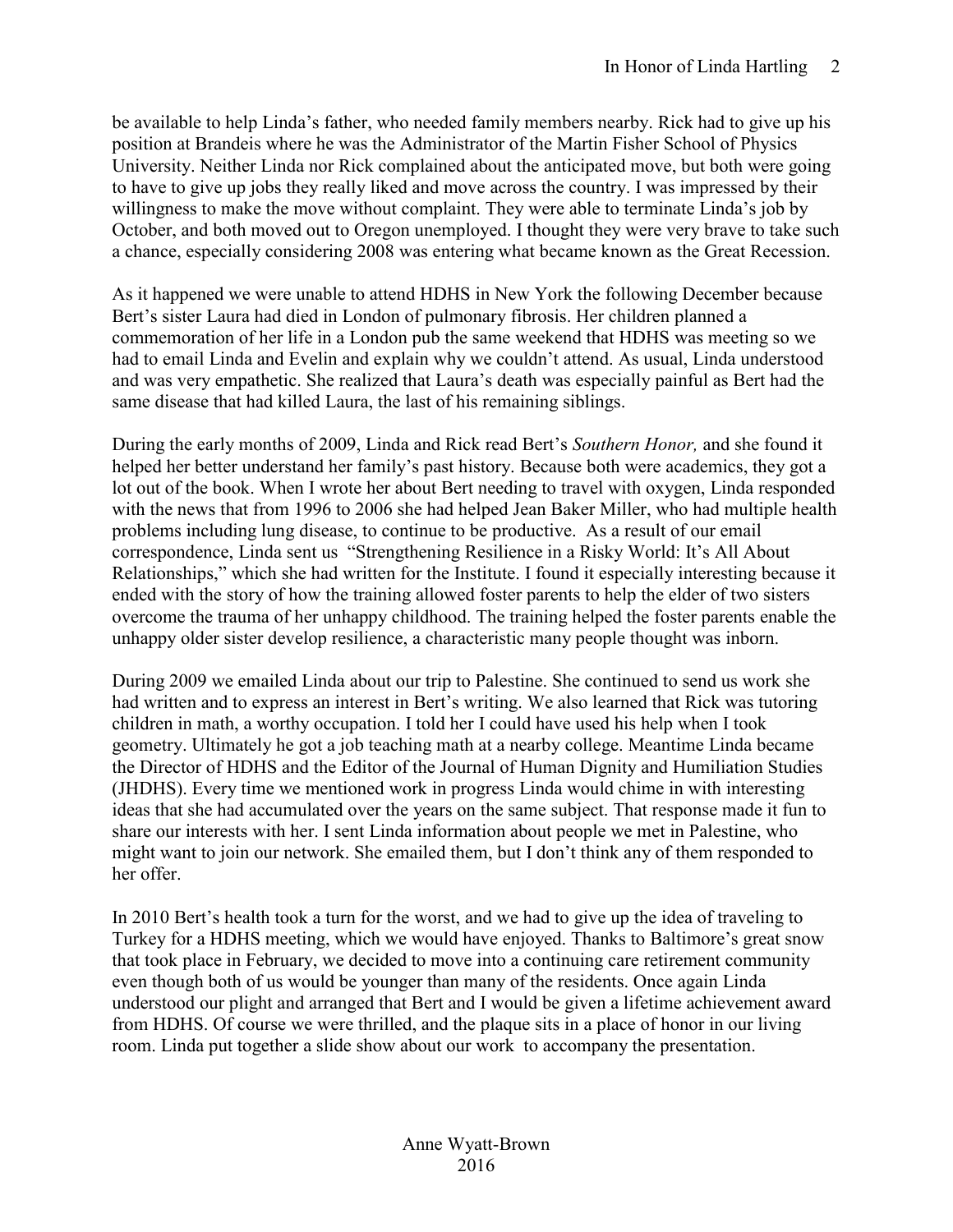be available to help Linda's father, who needed family members nearby. Rick had to give up his position at Brandeis where he was the Administrator of the Martin Fisher School of Physics University. Neither Linda nor Rick complained about the anticipated move, but both were going to have to give up jobs they really liked and move across the country. I was impressed by their willingness to make the move without complaint. They were able to terminate Linda's job by October, and both moved out to Oregon unemployed. I thought they were very brave to take such a chance, especially considering 2008 was entering what became known as the Great Recession.

As it happened we were unable to attend HDHS in New York the following December because Bert's sister Laura had died in London of pulmonary fibrosis. Her children planned a commemoration of her life in a London pub the same weekend that HDHS was meeting so we had to email Linda and Evelin and explain why we couldn't attend. As usual, Linda understood and was very empathetic. She realized that Laura's death was especially painful as Bert had the same disease that had killed Laura, the last of his remaining siblings.

During the early months of 2009, Linda and Rick read Bert's *Southern Honor,* and she found it helped her better understand her family's past history. Because both were academics, they got a lot out of the book. When I wrote her about Bert needing to travel with oxygen, Linda responded with the news that from 1996 to 2006 she had helped Jean Baker Miller, who had multiple health problems including lung disease, to continue to be productive. As a result of our email correspondence, Linda sent us "Strengthening Resilience in a Risky World: It's All About Relationships," which she had written for the Institute. I found it especially interesting because it ended with the story of how the training allowed foster parents to help the elder of two sisters overcome the trauma of her unhappy childhood. The training helped the foster parents enable the unhappy older sister develop resilience, a characteristic many people thought was inborn.

During 2009 we emailed Linda about our trip to Palestine. She continued to send us work she had written and to express an interest in Bert's writing. We also learned that Rick was tutoring children in math, a worthy occupation. I told her I could have used his help when I took geometry. Ultimately he got a job teaching math at a nearby college. Meantime Linda became the Director of HDHS and the Editor of the Journal of Human Dignity and Humiliation Studies (JHDHS). Every time we mentioned work in progress Linda would chime in with interesting ideas that she had accumulated over the years on the same subject. That response made it fun to share our interests with her. I sent Linda information about people we met in Palestine, who might want to join our network. She emailed them, but I don't think any of them responded to her offer.

In 2010 Bert's health took a turn for the worst, and we had to give up the idea of traveling to Turkey for a HDHS meeting, which we would have enjoyed. Thanks to Baltimore's great snow that took place in February, we decided to move into a continuing care retirement community even though both of us would be younger than many of the residents. Once again Linda understood our plight and arranged that Bert and I would be given a lifetime achievement award from HDHS. Of course we were thrilled, and the plaque sits in a place of honor in our living room. Linda put together a slide show about our work to accompany the presentation.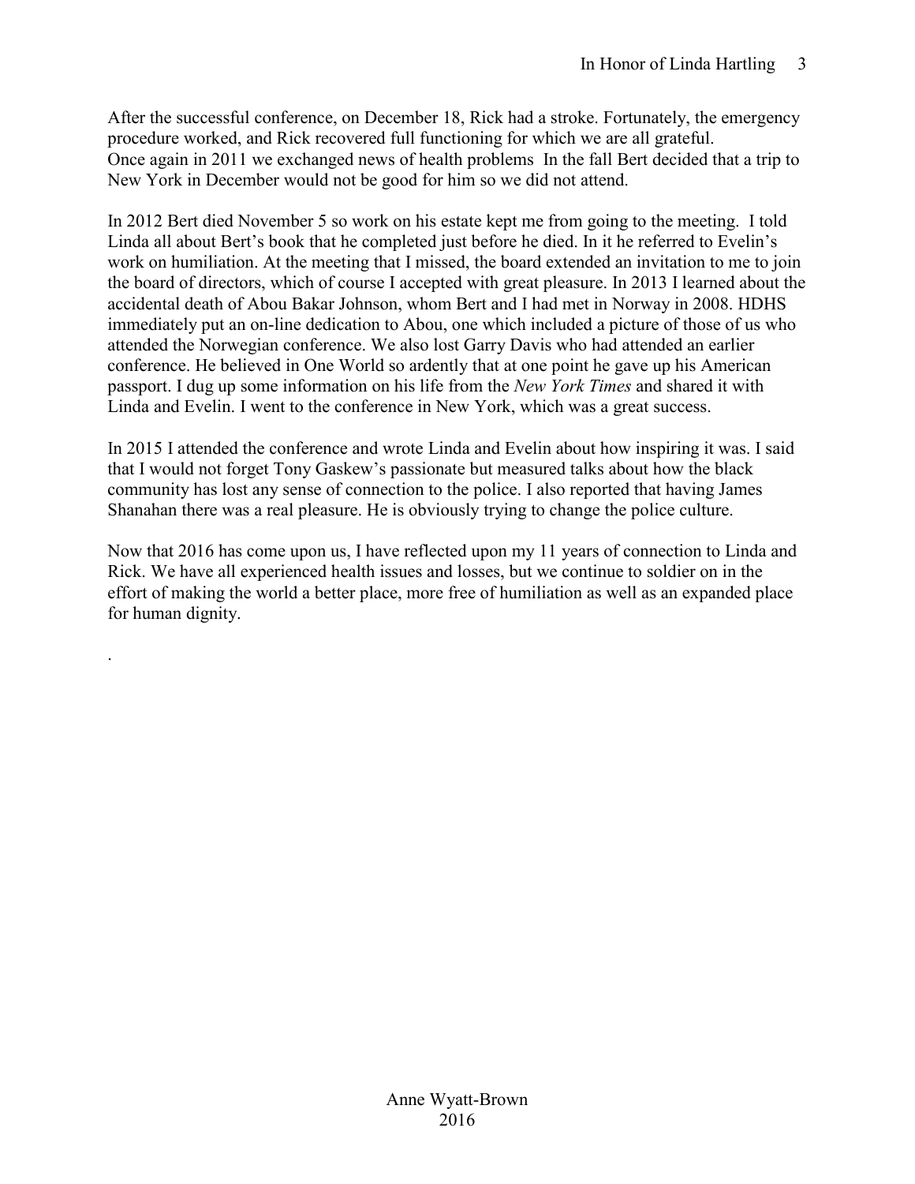After the successful conference, on December 18, Rick had a stroke. Fortunately, the emergency procedure worked, and Rick recovered full functioning for which we are all grateful. Once again in 2011 we exchanged news of health problems In the fall Bert decided that a trip to New York in December would not be good for him so we did not attend.

In 2012 Bert died November 5 so work on his estate kept me from going to the meeting. I told Linda all about Bert's book that he completed just before he died. In it he referred to Evelin's work on humiliation. At the meeting that I missed, the board extended an invitation to me to join the board of directors, which of course I accepted with great pleasure. In 2013 I learned about the accidental death of Abou Bakar Johnson, whom Bert and I had met in Norway in 2008. HDHS immediately put an on-line dedication to Abou, one which included a picture of those of us who attended the Norwegian conference. We also lost Garry Davis who had attended an earlier conference. He believed in One World so ardently that at one point he gave up his American passport. I dug up some information on his life from the *New York Times* and shared it with Linda and Evelin. I went to the conference in New York, which was a great success.

In 2015 I attended the conference and wrote Linda and Evelin about how inspiring it was. I said that I would not forget Tony Gaskew's passionate but measured talks about how the black community has lost any sense of connection to the police. I also reported that having James Shanahan there was a real pleasure. He is obviously trying to change the police culture.

Now that 2016 has come upon us, I have reflected upon my 11 years of connection to Linda and Rick. We have all experienced health issues and losses, but we continue to soldier on in the effort of making the world a better place, more free of humiliation as well as an expanded place for human dignity.

.

Anne Wyatt-Brown
2016